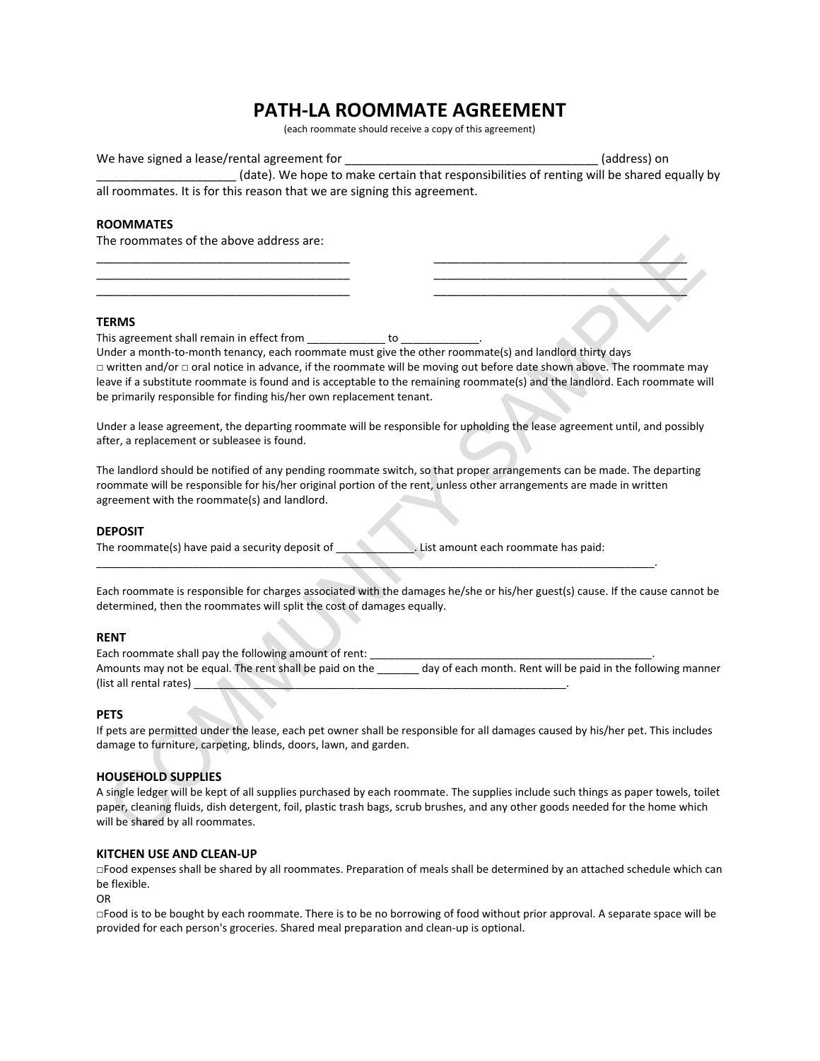# PATH-LA ROOMMATE AGREEMENT

(each roommate should receive a copy of this agreement)

We have signed a lease/rental agreement for ______________________________________ (address) on _____________________ (date). We hope to make certain that responsibilities of renting will be shared equally by all roommates. It is for this reason that we are signing this agreement.

## ROOMMATES

The roommates of the above address are:

_____________________________________ _____________________________________
_____________________________________ _____________________________________
_____________________________________ _____________________________________

## TERMS

This agreement shall remain in effect from _____________ to _____________.
Under a month-to-month tenancy, each roommate must give the other roommate(s) and landlord thirty days □ written and/or □ oral notice in advance, if the roommate will be moving out before date shown above. The roommate may leave if a substitute roommate is found and is acceptable to the remaining roommate(s) and the landlord. Each roommate will be primarily responsible for finding his/her own replacement tenant.

Under a lease agreement, the departing roommate will be responsible for upholding the lease agreement until, and possibly after, a replacement or subleasee is found.

The landlord should be notified of any pending roommate switch, so that proper arrangements can be made. The departing roommate will be responsible for his/her original portion of the rent, unless other arrangements are made in written agreement with the roommate(s) and landlord.

## DEPOSIT

The roommate(s) have paid a security deposit of _____________. List amount each roommate has paid: _____________________________________________________________________________________________.

Each roommate is responsible for charges associated with the damages he/she or his/her guest(s) cause. If the cause cannot be determined, then the roommates will split the cost of damages equally.

## RENT

Each roommate shall pay the following amount of rent: _________________________________________________.
Amounts may not be equal. The rent shall be paid on the _______ day of each month. Rent will be paid in the following manner (list all rental rates) _______________________________________________________________.

## PETS

If pets are permitted under the lease, each pet owner shall be responsible for all damages caused by his/her pet. This includes damage to furniture, carpeting, blinds, doors, lawn, and garden.

## HOUSEHOLD SUPPLIES

A single ledger will be kept of all supplies purchased by each roommate. The supplies include such things as paper towels, toilet paper, cleaning fluids, dish detergent, foil, plastic trash bags, scrub brushes, and any other goods needed for the home which will be shared by all roommates.

## KITCHEN USE AND CLEAN-UP

□Food expenses shall be shared by all roommates. Preparation of meals shall be determined by an attached schedule which can be flexible.

OR

□Food is to be bought by each roommate. There is to be no borrowing of food without prior approval. A separate space will be provided for each person's groceries. Shared meal preparation and clean-up is optional.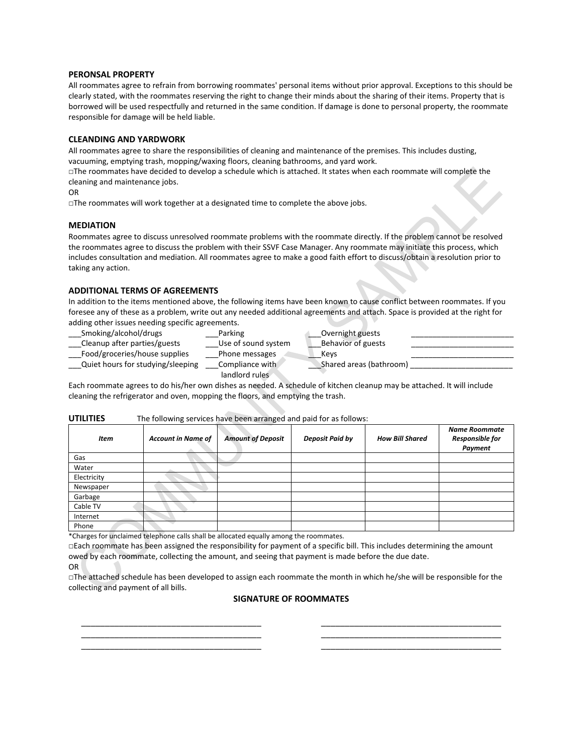### PERONSAL PROPERTY

All roommates agree to refrain from borrowing roommates' personal items without prior approval. Exceptions to this should be clearly stated, with the roommates reserving the right to change their minds about the sharing of their items. Property that is borrowed will be used respectfully and returned in the same condition. If damage is done to personal property, the roommate responsible for damage will be held liable.

### CLEANDING AND YARDWORK

All roommates agree to share the responsibilities of cleaning and maintenance of the premises. This includes dusting, vacuuming, emptying trash, mopping/waxing floors, cleaning bathrooms, and yard work.

□The roommates have decided to develop a schedule which is attached. It states when each roommate will complete the cleaning and maintenance jobs.

OR

□The roommates will work together at a designated time to complete the above jobs.

### MEDIATION

Roommates agree to discuss unresolved roommate problems with the roommate directly. If the problem cannot be resolved the roommates agree to discuss the problem with their SSVF Case Manager. Any roommate may initiate this process, which includes consultation and mediation. All roommates agree to make a good faith effort to discuss/obtain a resolution prior to taking any action.

### ADDITIONAL TERMS OF AGREEMENTS

In addition to the items mentioned above, the following items have been known to cause conflict between roommates. If you foresee any of these as a problem, write out any needed additional agreements and attach. Space is provided at the right for adding other issues needing specific agreements.

___Smoking/alcohol/drugs
___Cleanup after parties/guests
___Food/groceries/house supplies
___Quiet hours for studying/sleeping
___Parking
___Use of sound system
___Phone messages
___Compliance with landlord rules
___Overnight guests
___Behavior of guests
___Keys
___Shared areas (bathroom)
________________________
________________________
________________________
________________________

Each roommate agrees to do his/her own dishes as needed. A schedule of kitchen cleanup may be attached. It will include cleaning the refrigerator and oven, mopping the floors, and emptying the trash.

### UTILITIES

The following services have been arranged and paid for as follows:

| *Item* | *Account in Name of* | *Amount of Deposit* | *Deposit Paid by* | *How Bill Shared* | *Name Roommate Responsible for Payment* |
|---|---|---|---|---|---|
| Gas | | | | | |
| Water | | | | | |
| Electricity | | | | | |
| Newspaper | | | | | |
| Garbage | | | | | |
| Cable TV | | | | | |
| Internet | | | | | |
| Phone | | | | | |

*Charges for unclaimed telephone calls shall be allocated equally among the roommates.

□Each roommate has been assigned the responsibility for payment of a specific bill. This includes determining the amount owed by each roommate, collecting the amount, and seeing that payment is made before the due date.

OR

□The attached schedule has been developed to assign each roommate the month in which he/she will be responsible for the collecting and payment of all bills.

### SIGNATURE OF ROOMMATES

________________________________________ ________________________________________

________________________________________ ________________________________________

________________________________________ ________________________________________